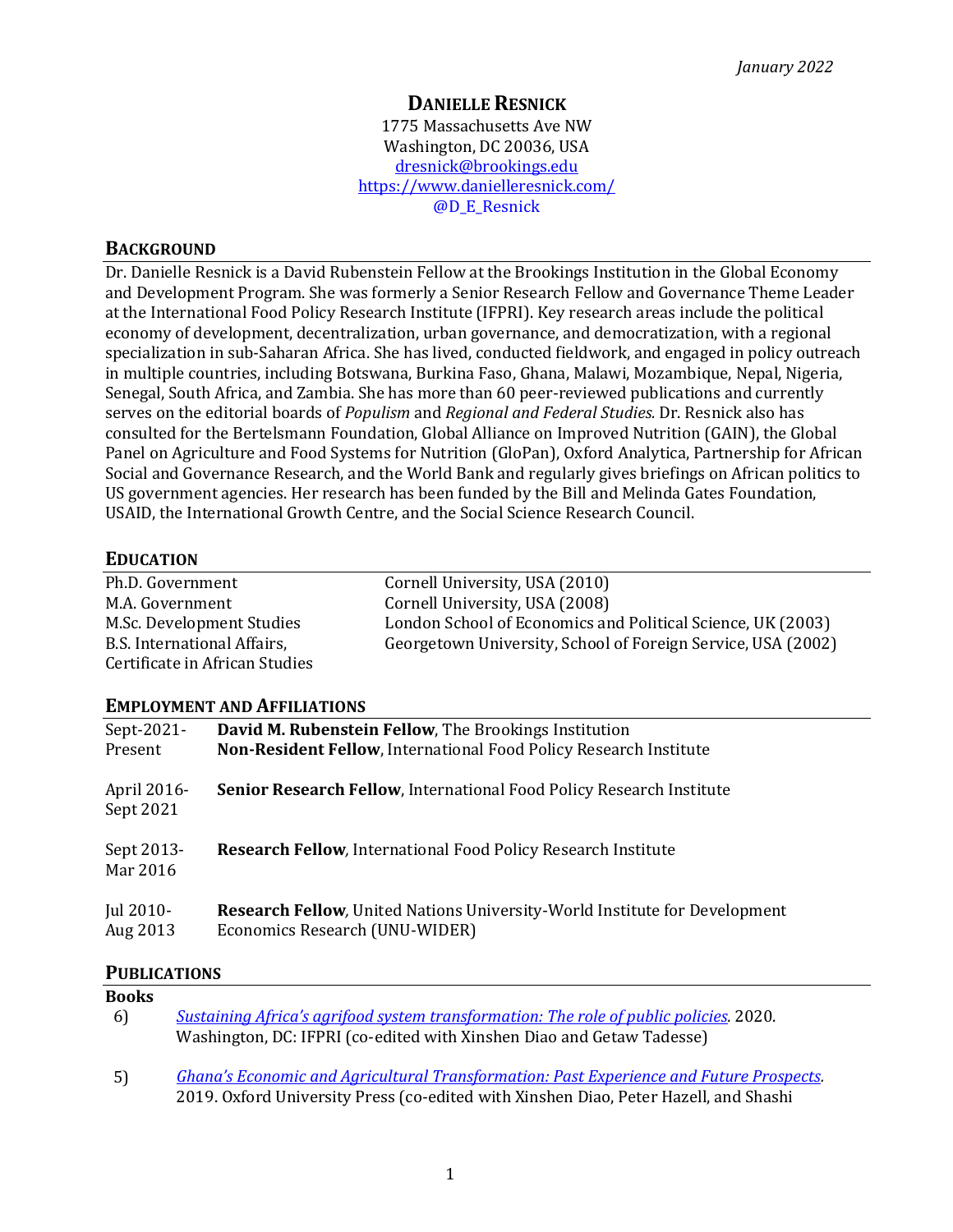*January 2022*

# DANIELLE RESNICK

1775 Massachusetts Ave NW
Washington, DC 20036, USA
dresnick@brookings.edu
https://www.danielleresnick.com/
@D_E_Resnick

## BACKGROUND

Dr. Danielle Resnick is a David Rubenstein Fellow at the Brookings Institution in the Global Economy and Development Program. She was formerly a Senior Research Fellow and Governance Theme Leader at the International Food Policy Research Institute (IFPRI). Key research areas include the political economy of development, decentralization, urban governance, and democratization, with a regional specialization in sub-Saharan Africa. She has lived, conducted fieldwork, and engaged in policy outreach in multiple countries, including Botswana, Burkina Faso, Ghana, Malawi, Mozambique, Nepal, Nigeria, Senegal, South Africa, and Zambia. She has more than 60 peer-reviewed publications and currently serves on the editorial boards of *Populism* and *Regional and Federal Studies.* Dr. Resnick also has consulted for the Bertelsmann Foundation, Global Alliance on Improved Nutrition (GAIN), the Global Panel on Agriculture and Food Systems for Nutrition (GloPan), Oxford Analytica, Partnership for African Social and Governance Research, and the World Bank and regularly gives briefings on African politics to US government agencies. Her research has been funded by the Bill and Melinda Gates Foundation, USAID, the International Growth Centre, and the Social Science Research Council.

## EDUCATION

| | |
|---|---|
| Ph.D. Government | Cornell University, USA (2010) |
| M.A. Government | Cornell University, USA (2008) |
| M.Sc. Development Studies | London School of Economics and Political Science, UK (2003) |
| B.S. International Affairs, Certificate in African Studies | Georgetown University, School of Foreign Service, USA (2002) |

## EMPLOYMENT AND AFFILIATIONS

| | |
|---|---|
| Sept-2021-Present | **David M. Rubenstein Fellow**, The Brookings Institution<br>**Non-Resident Fellow**, International Food Policy Research Institute |
| April 2016-Sept 2021 | **Senior Research Fellow**, International Food Policy Research Institute |
| Sept 2013-Mar 2016 | **Research Fellow***,* International Food Policy Research Institute |
| Jul 2010-Aug 2013 | **Research Fellow***,* United Nations University-World Institute for Development Economics Research (UNU-WIDER) |

## PUBLICATIONS

### Books

6) *Sustaining Africa's agrifood system transformation: The role of public policies.* 2020. Washington, DC: IFPRI (co-edited with Xinshen Diao and Getaw Tadesse)

5) *Ghana's Economic and Agricultural Transformation: Past Experience and Future Prospects*. 2019. Oxford University Press (co-edited with Xinshen Diao, Peter Hazell, and Shashi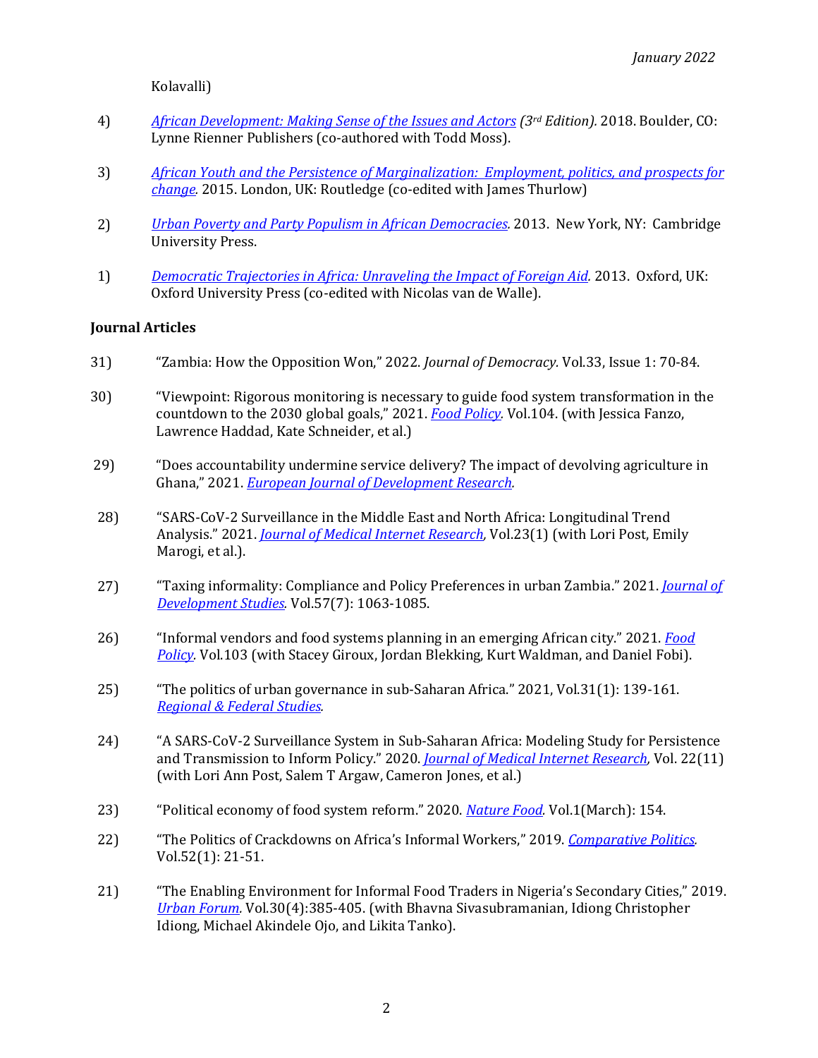Kolavalli)

4) *African Development: Making Sense of the Issues and Actors (3rd Edition).* 2018. Boulder, CO: Lynne Rienner Publishers (co-authored with Todd Moss).

3) *African Youth and the Persistence of Marginalization: Employment, politics, and prospects for change.* 2015. London, UK: Routledge (co-edited with James Thurlow)

2) *Urban Poverty and Party Populism in African Democracies.* 2013. New York, NY: Cambridge University Press.

1) *Democratic Trajectories in Africa: Unraveling the Impact of Foreign Aid.* 2013. Oxford, UK: Oxford University Press (co-edited with Nicolas van de Walle).

**Journal Articles**

31) "Zambia: How the Opposition Won," 2022. *Journal of Democracy.* Vol.33, Issue 1: 70-84.

30) "Viewpoint: Rigorous monitoring is necessary to guide food system transformation in the countdown to the 2030 global goals," 2021. *Food Policy.* Vol.104. (with Jessica Fanzo, Lawrence Haddad, Kate Schneider, et al.)

29) "Does accountability undermine service delivery? The impact of devolving agriculture in Ghana," 2021. *European Journal of Development Research.*

28) "SARS-CoV-2 Surveillance in the Middle East and North Africa: Longitudinal Trend Analysis." 2021. *Journal of Medical Internet Research,* Vol.23(1) (with Lori Post, Emily Marogi, et al.).

27) "Taxing informality: Compliance and Policy Preferences in urban Zambia." 2021. *Journal of Development Studies.* Vol.57(7): 1063-1085.

26) "Informal vendors and food systems planning in an emerging African city." 2021. *Food Policy.* Vol.103 (with Stacey Giroux, Jordan Blekking, Kurt Waldman, and Daniel Fobi).

25) "The politics of urban governance in sub-Saharan Africa." 2021, Vol.31(1): 139-161. *Regional & Federal Studies.*

24) "A SARS-CoV-2 Surveillance System in Sub-Saharan Africa: Modeling Study for Persistence and Transmission to Inform Policy." 2020. *Journal of Medical Internet Research,* Vol. 22(11) (with Lori Ann Post, Salem T Argaw, Cameron Jones, et al.)

23) "Political economy of food system reform." 2020. *Nature Food.* Vol.1(March): 154.

22) "The Politics of Crackdowns on Africa's Informal Workers," 2019. *Comparative Politics.* Vol.52(1): 21-51.

21) "The Enabling Environment for Informal Food Traders in Nigeria's Secondary Cities," 2019. *Urban Forum.* Vol.30(4):385-405. (with Bhavna Sivasubramanian, Idiong Christopher Idiong, Michael Akindele Ojo, and Likita Tanko).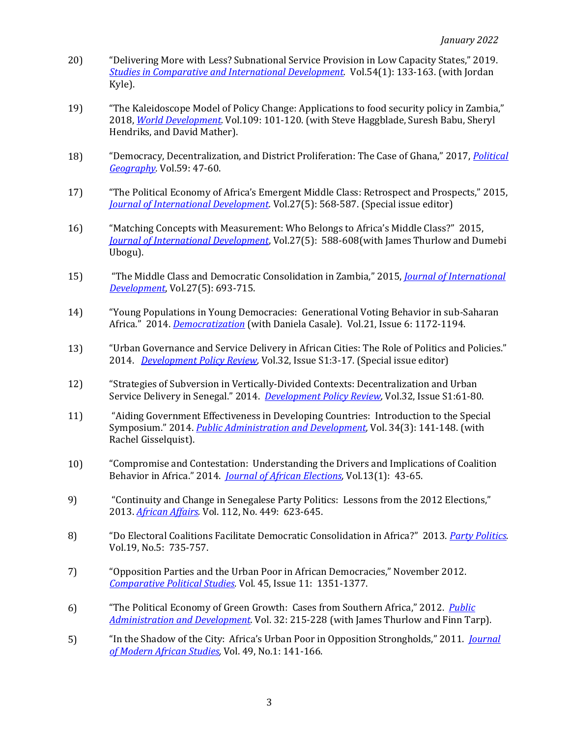January 2022

20) "Delivering More with Less? Subnational Service Provision in Low Capacity States," 2019. *Studies in Comparative and International Development.* Vol.54(1): 133-163. (with Jordan Kyle).

19) "The Kaleidoscope Model of Policy Change: Applications to food security policy in Zambia," 2018, *World Development.* Vol.109: 101-120. (with Steve Haggblade, Suresh Babu, Sheryl Hendriks, and David Mather).

18) "Democracy, Decentralization, and District Proliferation: The Case of Ghana," 2017, *Political Geography.* Vol.59: 47-60.

17) "The Political Economy of Africa's Emergent Middle Class: Retrospect and Prospects," 2015, *Journal of International Development.* Vol.27(5): 568-587. (Special issue editor)

16) "Matching Concepts with Measurement: Who Belongs to Africa's Middle Class?" 2015, *Journal of International Development*, Vol.27(5): 588-608(with James Thurlow and Dumebi Ubogu).

15) "The Middle Class and Democratic Consolidation in Zambia," 2015, *Journal of International Development*, Vol.27(5): 693-715.

14) "Young Populations in Young Democracies: Generational Voting Behavior in sub-Saharan Africa." 2014. *Democratization* (with Daniela Casale). Vol.21, Issue 6: 1172-1194.

13) "Urban Governance and Service Delivery in African Cities: The Role of Politics and Policies." 2014. *Development Policy Review*, Vol.32, Issue S1:3-17. (Special issue editor)

12) "Strategies of Subversion in Vertically-Divided Contexts: Decentralization and Urban Service Delivery in Senegal." 2014. *Development Policy Review*, Vol.32, Issue S1:61-80.

11) "Aiding Government Effectiveness in Developing Countries: Introduction to the Special Symposium." 2014. *Public Administration and Development*, Vol. 34(3): 141-148. (with Rachel Gisselquist).

10) "Compromise and Contestation: Understanding the Drivers and Implications of Coalition Behavior in Africa." 2014. *Journal of African Elections*, Vol.13(1): 43-65.

9) "Continuity and Change in Senegalese Party Politics: Lessons from the 2012 Elections," 2013. *African Affairs.* Vol. 112, No. 449: 623-645.

8) "Do Electoral Coalitions Facilitate Democratic Consolidation in Africa?" 2013. *Party Politics.* Vol.19, No.5: 735-757.

7) "Opposition Parties and the Urban Poor in African Democracies," November 2012. *Comparative Political Studies.* Vol. 45, Issue 11: 1351-1377.

6) "The Political Economy of Green Growth: Cases from Southern Africa," 2012. *Public Administration and Development.* Vol. 32: 215-228 (with James Thurlow and Finn Tarp).

5) "In the Shadow of the City: Africa's Urban Poor in Opposition Strongholds," 2011. *Journal of Modern African Studies*, Vol. 49, No.1: 141-166.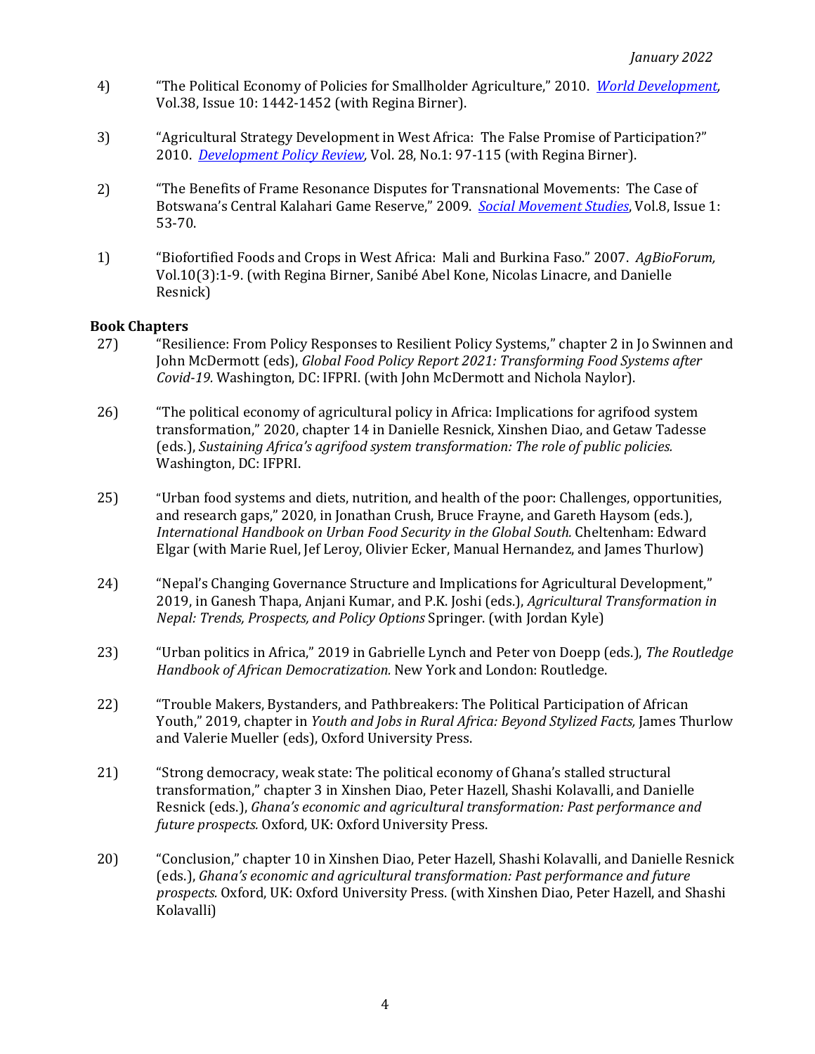January 2022

4) "The Political Economy of Policies for Smallholder Agriculture," 2010. *World Development*, Vol.38, Issue 10: 1442-1452 (with Regina Birner).

3) "Agricultural Strategy Development in West Africa: The False Promise of Participation?" 2010. *Development Policy Review*, Vol. 28, No.1: 97-115 (with Regina Birner).

2) "The Benefits of Frame Resonance Disputes for Transnational Movements: The Case of Botswana's Central Kalahari Game Reserve," 2009. *Social Movement Studies*, Vol.8, Issue 1: 53-70.

1) "Biofortified Foods and Crops in West Africa: Mali and Burkina Faso." 2007. *AgBioForum,* Vol.10(3):1-9. (with Regina Birner, Sanibé Abel Kone, Nicolas Linacre, and Danielle Resnick)

**Book Chapters**

27) "Resilience: From Policy Responses to Resilient Policy Systems," chapter 2 in Jo Swinnen and John McDermott (eds), *Global Food Policy Report 2021: Transforming Food Systems after Covid-19.* Washington, DC: IFPRI. (with John McDermott and Nichola Naylor).

26) "The political economy of agricultural policy in Africa: Implications for agrifood system transformation," 2020, chapter 14 in Danielle Resnick, Xinshen Diao, and Getaw Tadesse (eds.), *Sustaining Africa's agrifood system transformation: The role of public policies.* Washington, DC: IFPRI.

25) "Urban food systems and diets, nutrition, and health of the poor: Challenges, opportunities, and research gaps," 2020, in Jonathan Crush, Bruce Frayne, and Gareth Haysom (eds.), *International Handbook on Urban Food Security in the Global South.* Cheltenham: Edward Elgar (with Marie Ruel, Jef Leroy, Olivier Ecker, Manual Hernandez, and James Thurlow)

24) "Nepal's Changing Governance Structure and Implications for Agricultural Development," 2019, in Ganesh Thapa, Anjani Kumar, and P.K. Joshi (eds.), *Agricultural Transformation in Nepal: Trends, Prospects, and Policy Options* Springer. (with Jordan Kyle)

23) "Urban politics in Africa," 2019 in Gabrielle Lynch and Peter von Doepp (eds.), *The Routledge Handbook of African Democratization.* New York and London: Routledge.

22) "Trouble Makers, Bystanders, and Pathbreakers: The Political Participation of African Youth," 2019, chapter in *Youth and Jobs in Rural Africa: Beyond Stylized Facts,* James Thurlow and Valerie Mueller (eds), Oxford University Press.

21) "Strong democracy, weak state: The political economy of Ghana's stalled structural transformation," chapter 3 in Xinshen Diao, Peter Hazell, Shashi Kolavalli, and Danielle Resnick (eds.), *Ghana's economic and agricultural transformation: Past performance and future prospects.* Oxford, UK: Oxford University Press.

20) "Conclusion," chapter 10 in Xinshen Diao, Peter Hazell, Shashi Kolavalli, and Danielle Resnick (eds.), *Ghana's economic and agricultural transformation: Past performance and future prospects.* Oxford, UK: Oxford University Press. (with Xinshen Diao, Peter Hazell, and Shashi Kolavalli)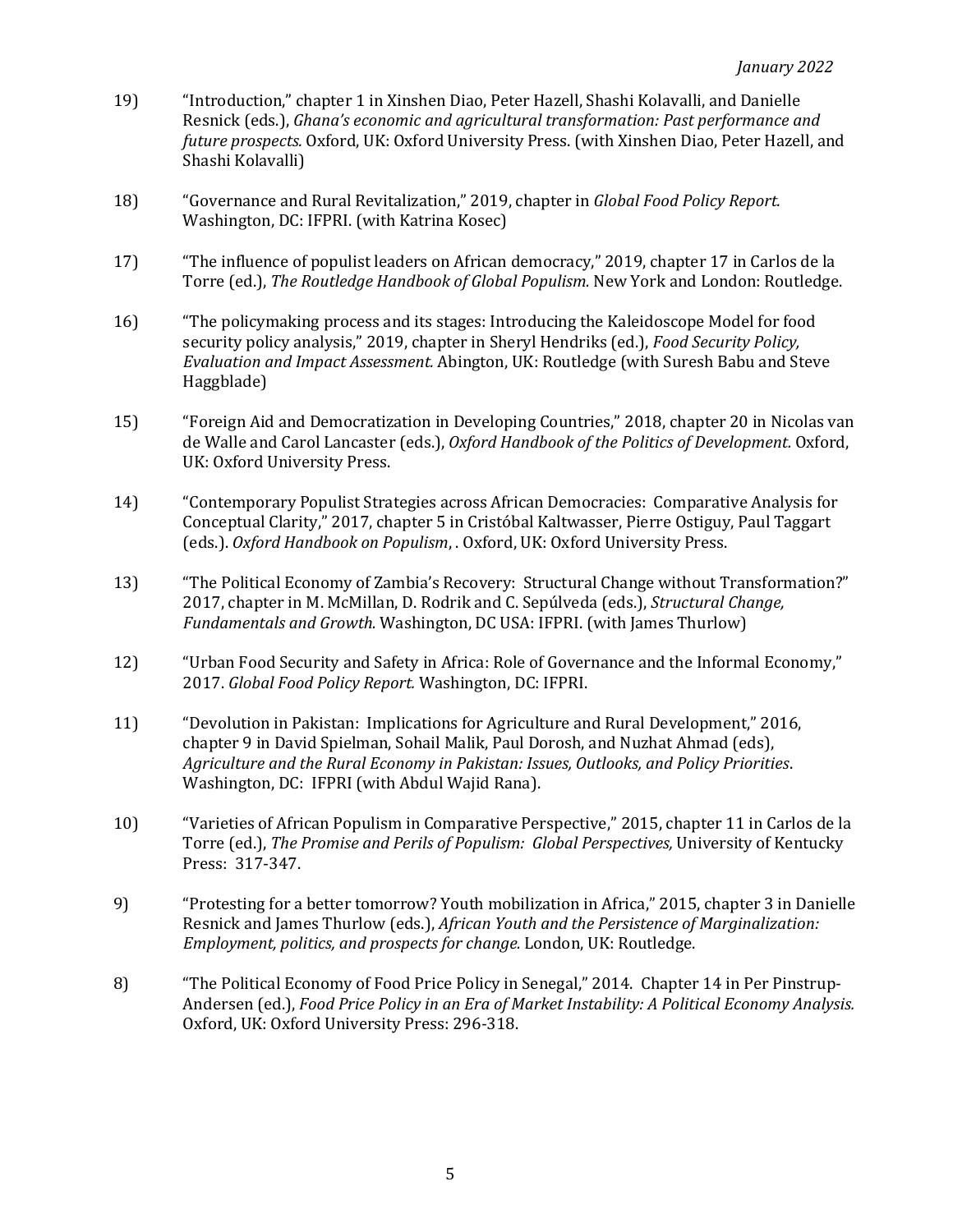19) "Introduction," chapter 1 in Xinshen Diao, Peter Hazell, Shashi Kolavalli, and Danielle Resnick (eds.), *Ghana's economic and agricultural transformation: Past performance and future prospects.* Oxford, UK: Oxford University Press. (with Xinshen Diao, Peter Hazell, and Shashi Kolavalli)

18) "Governance and Rural Revitalization," 2019, chapter in *Global Food Policy Report.* Washington, DC: IFPRI. (with Katrina Kosec)

17) "The influence of populist leaders on African democracy," 2019, chapter 17 in Carlos de la Torre (ed.), *The Routledge Handbook of Global Populism.* New York and London: Routledge.

16) "The policymaking process and its stages: Introducing the Kaleidoscope Model for food security policy analysis," 2019, chapter in Sheryl Hendriks (ed.), *Food Security Policy, Evaluation and Impact Assessment.* Abington, UK: Routledge (with Suresh Babu and Steve Haggblade)

15) "Foreign Aid and Democratization in Developing Countries," 2018, chapter 20 in Nicolas van de Walle and Carol Lancaster (eds.), *Oxford Handbook of the Politics of Development.* Oxford, UK: Oxford University Press.

14) "Contemporary Populist Strategies across African Democracies: Comparative Analysis for Conceptual Clarity," 2017, chapter 5 in Cristóbal Kaltwasser, Pierre Ostiguy, Paul Taggart (eds.). *Oxford Handbook on Populism*, . Oxford, UK: Oxford University Press.

13) "The Political Economy of Zambia's Recovery: Structural Change without Transformation?" 2017, chapter in M. McMillan, D. Rodrik and C. Sepúlveda (eds.), *Structural Change, Fundamentals and Growth.* Washington, DC USA: IFPRI. (with James Thurlow)

12) "Urban Food Security and Safety in Africa: Role of Governance and the Informal Economy," 2017. *Global Food Policy Report.* Washington, DC: IFPRI.

11) "Devolution in Pakistan: Implications for Agriculture and Rural Development," 2016, chapter 9 in David Spielman, Sohail Malik, Paul Dorosh, and Nuzhat Ahmad (eds), *Agriculture and the Rural Economy in Pakistan: Issues, Outlooks, and Policy Priorities*. Washington, DC: IFPRI (with Abdul Wajid Rana).

10) "Varieties of African Populism in Comparative Perspective," 2015, chapter 11 in Carlos de la Torre (ed.), *The Promise and Perils of Populism: Global Perspectives,* University of Kentucky Press: 317-347.

9) "Protesting for a better tomorrow? Youth mobilization in Africa," 2015, chapter 3 in Danielle Resnick and James Thurlow (eds.), *African Youth and the Persistence of Marginalization: Employment, politics, and prospects for change.* London, UK: Routledge.

8) "The Political Economy of Food Price Policy in Senegal," 2014. Chapter 14 in Per Pinstrup-Andersen (ed.), *Food Price Policy in an Era of Market Instability: A Political Economy Analysis.* Oxford, UK: Oxford University Press: 296-318.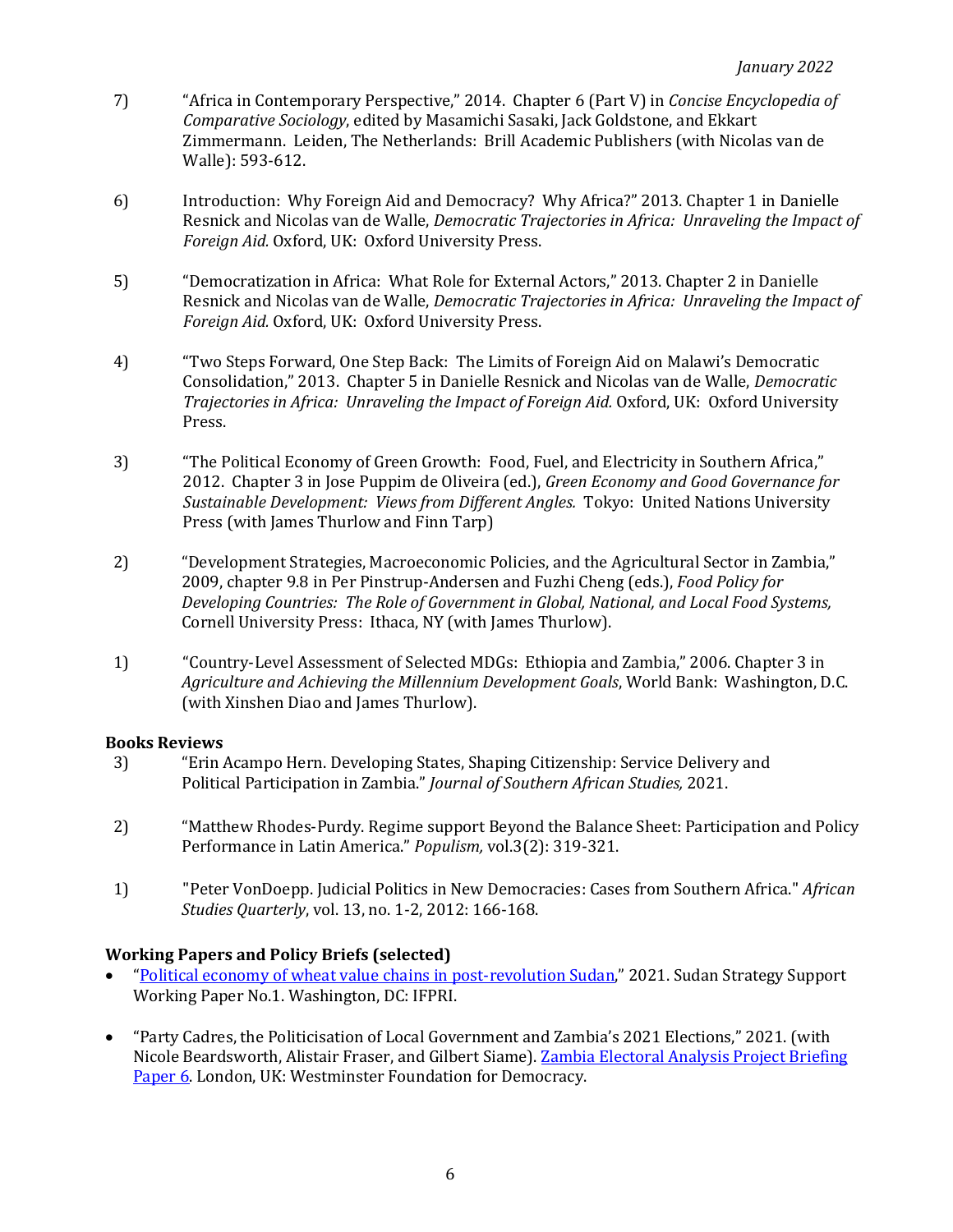7) “Africa in Contemporary Perspective,” 2014. Chapter 6 (Part V) in *Concise Encyclopedia of Comparative Sociology*, edited by Masamichi Sasaki, Jack Goldstone, and Ekkart Zimmermann. Leiden, The Netherlands: Brill Academic Publishers (with Nicolas van de Walle): 593-612.

6) Introduction: Why Foreign Aid and Democracy? Why Africa?” 2013. Chapter 1 in Danielle Resnick and Nicolas van de Walle, *Democratic Trajectories in Africa: Unraveling the Impact of Foreign Aid.* Oxford, UK: Oxford University Press.

5) “Democratization in Africa: What Role for External Actors,” 2013. Chapter 2 in Danielle Resnick and Nicolas van de Walle, *Democratic Trajectories in Africa: Unraveling the Impact of Foreign Aid.* Oxford, UK: Oxford University Press.

4) “Two Steps Forward, One Step Back: The Limits of Foreign Aid on Malawi’s Democratic Consolidation,” 2013. Chapter 5 in Danielle Resnick and Nicolas van de Walle, *Democratic Trajectories in Africa: Unraveling the Impact of Foreign Aid.* Oxford, UK: Oxford University Press.

3) “The Political Economy of Green Growth: Food, Fuel, and Electricity in Southern Africa,” 2012. Chapter 3 in Jose Puppim de Oliveira (ed.), *Green Economy and Good Governance for Sustainable Development: Views from Different Angles.* Tokyo: United Nations University Press (with James Thurlow and Finn Tarp)

2) “Development Strategies, Macroeconomic Policies, and the Agricultural Sector in Zambia,” 2009, chapter 9.8 in Per Pinstrup-Andersen and Fuzhi Cheng (eds.), *Food Policy for Developing Countries: The Role of Government in Global, National, and Local Food Systems,* Cornell University Press: Ithaca, NY (with James Thurlow).

1) “Country-Level Assessment of Selected MDGs: Ethiopia and Zambia,” 2006. Chapter 3 in *Agriculture and Achieving the Millennium Development Goals*, World Bank: Washington, D.C. (with Xinshen Diao and James Thurlow).

**Books Reviews**

3) “Erin Acampo Hern. Developing States, Shaping Citizenship: Service Delivery and Political Participation in Zambia.” *Journal of Southern African Studies,* 2021.

2) “Matthew Rhodes-Purdy. Regime support Beyond the Balance Sheet: Participation and Policy Performance in Latin America.” *Populism,* vol.3(2): 319-321.

1) "Peter VonDoepp. Judicial Politics in New Democracies: Cases from Southern Africa." *African Studies Quarterly*, vol. 13, no. 1-2, 2012: 166-168.

**Working Papers and Policy Briefs (selected)**

- “Political economy of wheat value chains in post-revolution Sudan,” 2021. Sudan Strategy Support Working Paper No.1. Washington, DC: IFPRI.

- “Party Cadres, the Politicisation of Local Government and Zambia’s 2021 Elections,” 2021. (with Nicole Beardsworth, Alistair Fraser, and Gilbert Siame). Zambia Electoral Analysis Project Briefing Paper 6. London, UK: Westminster Foundation for Democracy.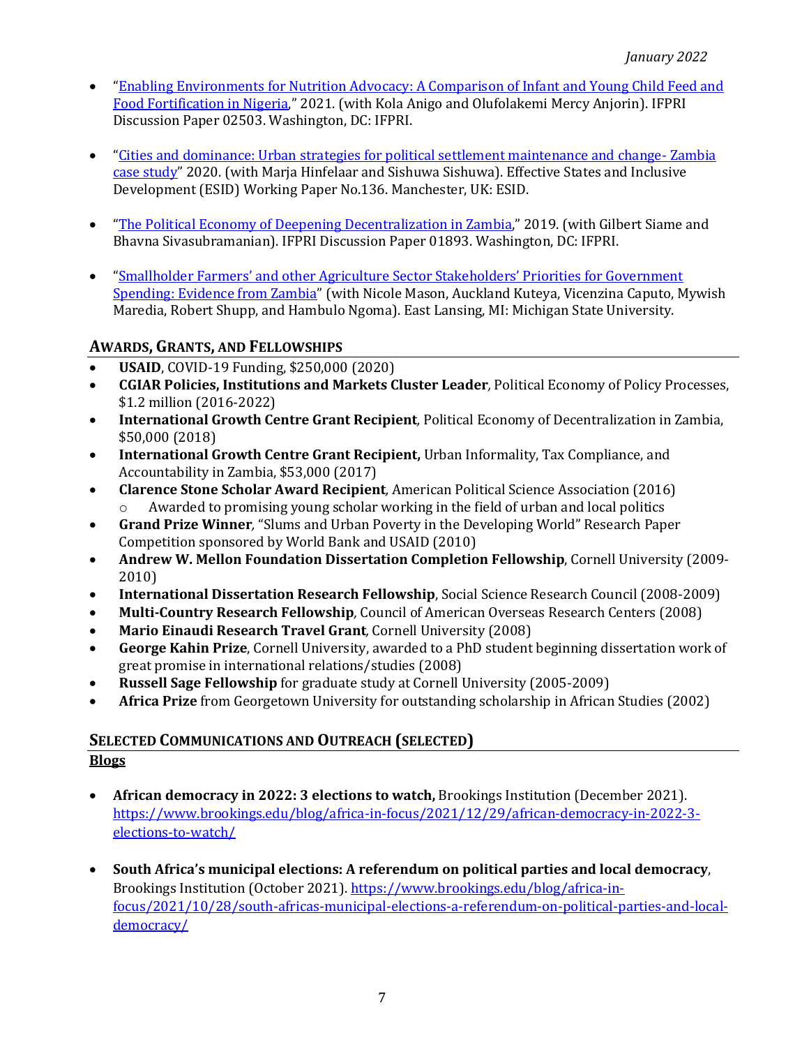- "[Enabling Environments for Nutrition Advocacy: A Comparison of Infant and Young Child Feed and Food Fortification in Nigeria](#)," 2021. (with Kola Anigo and Olufolakemi Mercy Anjorin). IFPRI Discussion Paper 02503. Washington, DC: IFPRI.

- "[Cities and dominance: Urban strategies for political settlement maintenance and change- Zambia case study](#)" 2020. (with Marja Hinfelaar and Sishuwa Sishuwa). Effective States and Inclusive Development (ESID) Working Paper No.136. Manchester, UK: ESID.

- "[The Political Economy of Deepening Decentralization in Zambia](#)," 2019. (with Gilbert Siame and Bhavna Sivasubramanian). IFPRI Discussion Paper 01893. Washington, DC: IFPRI.

- "[Smallholder Farmers' and other Agriculture Sector Stakeholders' Priorities for Government Spending: Evidence from Zambia](#)" (with Nicole Mason, Auckland Kuteya, Vicenzina Caputo, Mywish Maredia, Robert Shupp, and Hambulo Ngoma). East Lansing, MI: Michigan State University.

## AWARDS, GRANTS, AND FELLOWSHIPS

- **USAID**, COVID-19 Funding, $250,000 (2020)
- **CGIAR Policies, Institutions and Markets Cluster Leader**, Political Economy of Policy Processes, $1.2 million (2016-2022)
- **International Growth Centre Grant Recipient**, Political Economy of Decentralization in Zambia, $50,000 (2018)
- **International Growth Centre Grant Recipient,** Urban Informality, Tax Compliance, and Accountability in Zambia, $53,000 (2017)
- **Clarence Stone Scholar Award Recipient**, American Political Science Association (2016)
  - Awarded to promising young scholar working in the field of urban and local politics
- **Grand Prize Winner**, "Slums and Urban Poverty in the Developing World" Research Paper Competition sponsored by World Bank and USAID (2010)
- **Andrew W. Mellon Foundation Dissertation Completion Fellowship**, Cornell University (2009-2010)
- **International Dissertation Research Fellowship**, Social Science Research Council (2008-2009)
- **Multi-Country Research Fellowship**, Council of American Overseas Research Centers (2008)
- **Mario Einaudi Research Travel Grant**, Cornell University (2008)
- **George Kahin Prize**, Cornell University, awarded to a PhD student beginning dissertation work of great promise in international relations/studies (2008)
- **Russell Sage Fellowship** for graduate study at Cornell University (2005-2009)
- **Africa Prize** from Georgetown University for outstanding scholarship in African Studies (2002)

## SELECTED COMMUNICATIONS AND OUTREACH (SELECTED)

### Blogs

- **African democracy in 2022: 3 elections to watch,** Brookings Institution (December 2021). https://www.brookings.edu/blog/africa-in-focus/2021/12/29/african-democracy-in-2022-3-elections-to-watch/

- **South Africa's municipal elections: A referendum on political parties and local democracy**, Brookings Institution (October 2021). https://www.brookings.edu/blog/africa-in-focus/2021/10/28/south-africas-municipal-elections-a-referendum-on-political-parties-and-local-democracy/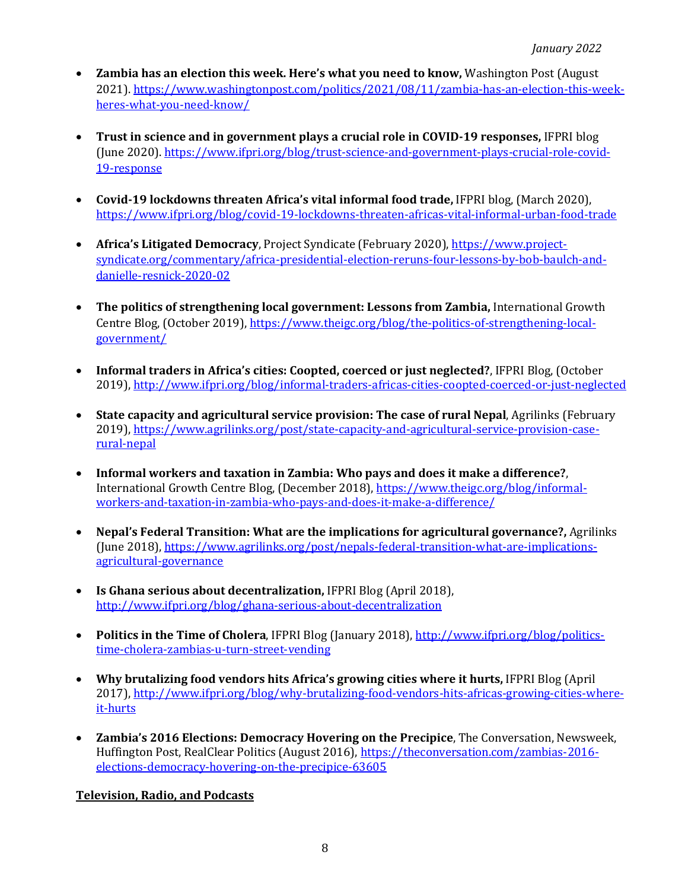- **Zambia has an election this week. Here's what you need to know,** Washington Post (August 2021). https://www.washingtonpost.com/politics/2021/08/11/zambia-has-an-election-this-week-heres-what-you-need-know/

- **Trust in science and in government plays a crucial role in COVID-19 responses,** IFPRI blog (June 2020). https://www.ifpri.org/blog/trust-science-and-government-plays-crucial-role-covid-19-response

- **Covid-19 lockdowns threaten Africa's vital informal food trade,** IFPRI blog, (March 2020), https://www.ifpri.org/blog/covid-19-lockdowns-threaten-africas-vital-informal-urban-food-trade

- **Africa's Litigated Democracy**, Project Syndicate (February 2020), https://www.project-syndicate.org/commentary/africa-presidential-election-reruns-four-lessons-by-bob-baulch-and-danielle-resnick-2020-02

- **The politics of strengthening local government: Lessons from Zambia,** International Growth Centre Blog, (October 2019), https://www.theigc.org/blog/the-politics-of-strengthening-local-government/

- **Informal traders in Africa's cities: Coopted, coerced or just neglected?**, IFPRI Blog, (October 2019), http://www.ifpri.org/blog/informal-traders-africas-cities-coopted-coerced-or-just-neglected

- **State capacity and agricultural service provision: The case of rural Nepal**, Agrilinks (February 2019), https://www.agrilinks.org/post/state-capacity-and-agricultural-service-provision-case-rural-nepal

- **Informal workers and taxation in Zambia: Who pays and does it make a difference?**, International Growth Centre Blog, (December 2018), https://www.theigc.org/blog/informal-workers-and-taxation-in-zambia-who-pays-and-does-it-make-a-difference/

- **Nepal's Federal Transition: What are the implications for agricultural governance?,** Agrilinks (June 2018), https://www.agrilinks.org/post/nepals-federal-transition-what-are-implications-agricultural-governance

- **Is Ghana serious about decentralization,** IFPRI Blog (April 2018), http://www.ifpri.org/blog/ghana-serious-about-decentralization

- **Politics in the Time of Cholera**, IFPRI Blog (January 2018), http://www.ifpri.org/blog/politics-time-cholera-zambias-u-turn-street-vending

- **Why brutalizing food vendors hits Africa's growing cities where it hurts,** IFPRI Blog (April 2017), http://www.ifpri.org/blog/why-brutalizing-food-vendors-hits-africas-growing-cities-where-it-hurts

- **Zambia's 2016 Elections: Democracy Hovering on the Precipice**, The Conversation, Newsweek, Huffington Post, RealClear Politics (August 2016), https://theconversation.com/zambias-2016-elections-democracy-hovering-on-the-precipice-63605

**Television, Radio, and Podcasts**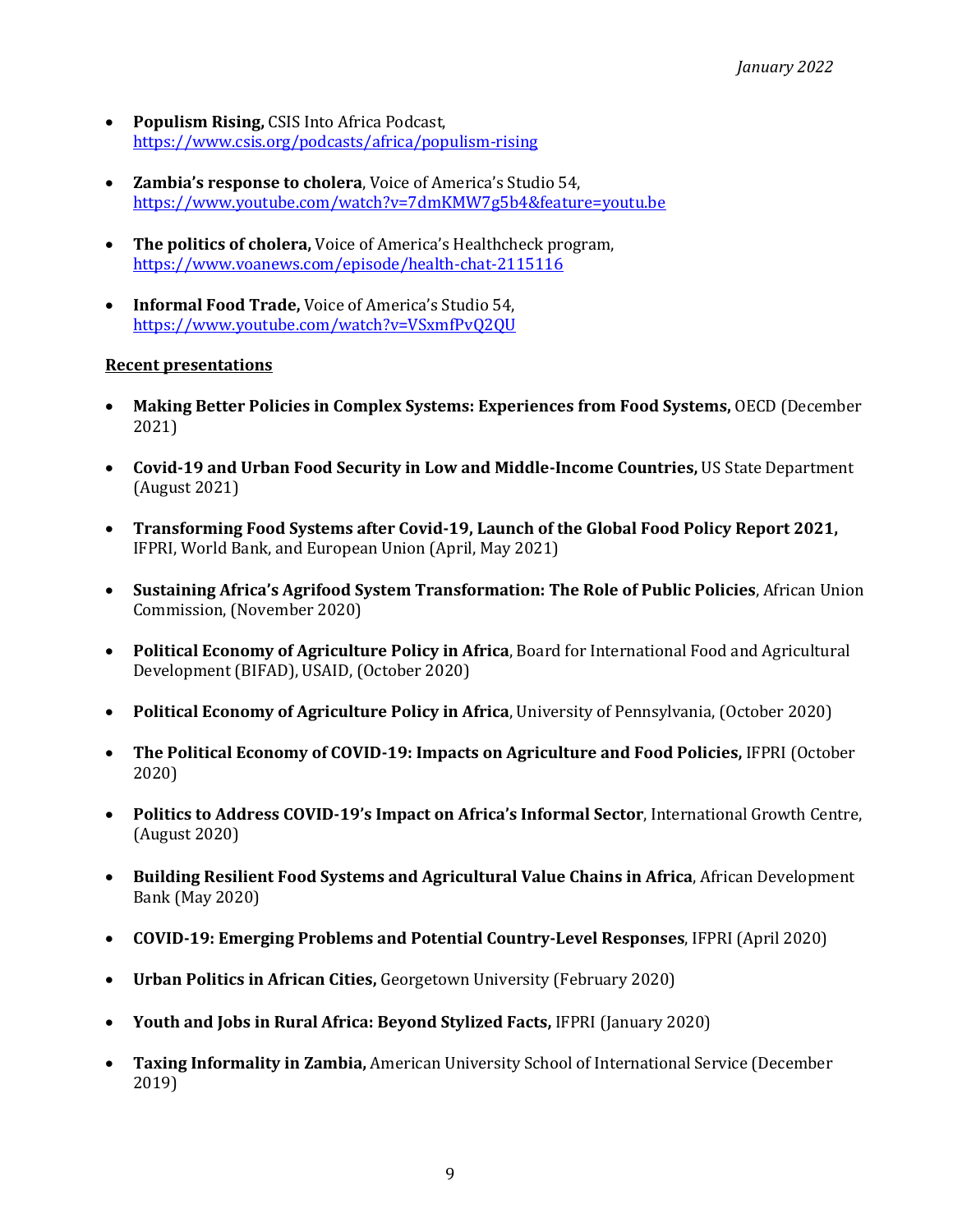- **Populism Rising,** CSIS Into Africa Podcast, https://www.csis.org/podcasts/africa/populism-rising

- **Zambia's response to cholera**, Voice of America's Studio 54, https://www.youtube.com/watch?v=7dmKMW7g5b4&feature=youtu.be

- **The politics of cholera,** Voice of America's Healthcheck program, https://www.voanews.com/episode/health-chat-2115116

- **Informal Food Trade,** Voice of America's Studio 54, https://www.youtube.com/watch?v=VSxmfPvQ2QU

**<u>Recent presentations</u>**

- **Making Better Policies in Complex Systems: Experiences from Food Systems,** OECD (December 2021)

- **Covid-19 and Urban Food Security in Low and Middle-Income Countries,** US State Department (August 2021)

- **Transforming Food Systems after Covid-19, Launch of the Global Food Policy Report 2021,** IFPRI, World Bank, and European Union (April, May 2021)

- **Sustaining Africa's Agrifood System Transformation: The Role of Public Policies**, African Union Commission, (November 2020)

- **Political Economy of Agriculture Policy in Africa**, Board for International Food and Agricultural Development (BIFAD), USAID, (October 2020)

- **Political Economy of Agriculture Policy in Africa**, University of Pennsylvania, (October 2020)

- **The Political Economy of COVID-19: Impacts on Agriculture and Food Policies,** IFPRI (October 2020)

- **Politics to Address COVID-19's Impact on Africa's Informal Sector**, International Growth Centre, (August 2020)

- **Building Resilient Food Systems and Agricultural Value Chains in Africa**, African Development Bank (May 2020)

- **COVID-19: Emerging Problems and Potential Country-Level Responses**, IFPRI (April 2020)

- **Urban Politics in African Cities,** Georgetown University (February 2020)

- **Youth and Jobs in Rural Africa: Beyond Stylized Facts,** IFPRI (January 2020)

- **Taxing Informality in Zambia,** American University School of International Service (December 2019)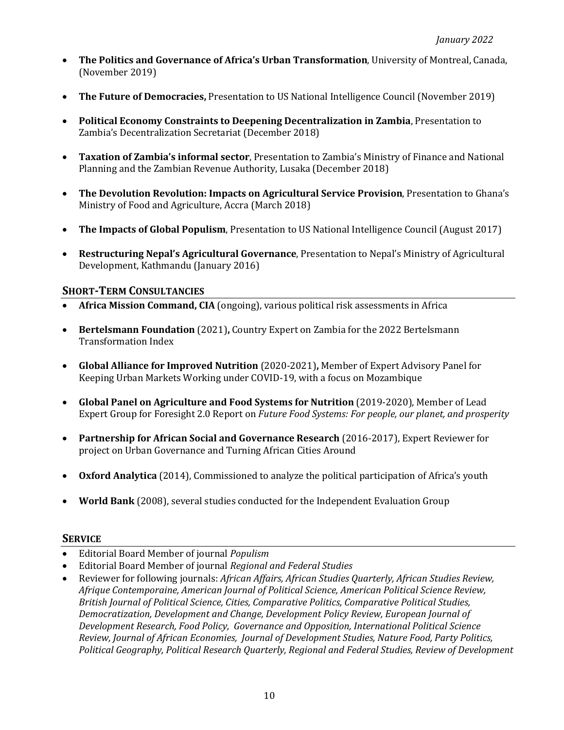- **The Politics and Governance of Africa's Urban Transformation**, University of Montreal, Canada, (November 2019)

- **The Future of Democracies,** Presentation to US National Intelligence Council (November 2019)

- **Political Economy Constraints to Deepening Decentralization in Zambia**, Presentation to Zambia's Decentralization Secretariat (December 2018)

- **Taxation of Zambia's informal sector**, Presentation to Zambia's Ministry of Finance and National Planning and the Zambian Revenue Authority, Lusaka (December 2018)

- **The Devolution Revolution: Impacts on Agricultural Service Provision**, Presentation to Ghana's Ministry of Food and Agriculture, Accra (March 2018)

- **The Impacts of Global Populism**, Presentation to US National Intelligence Council (August 2017)

- **Restructuring Nepal's Agricultural Governance**, Presentation to Nepal's Ministry of Agricultural Development, Kathmandu (January 2016)

## SHORT-TERM CONSULTANCIES

- **Africa Mission Command, CIA** (ongoing), various political risk assessments in Africa

- **Bertelsmann Foundation** (2021)**,** Country Expert on Zambia for the 2022 Bertelsmann Transformation Index

- **Global Alliance for Improved Nutrition** (2020-2021)**,** Member of Expert Advisory Panel for Keeping Urban Markets Working under COVID-19, with a focus on Mozambique

- **Global Panel on Agriculture and Food Systems for Nutrition** (2019-2020), Member of Lead Expert Group for Foresight 2.0 Report on *Future Food Systems: For people, our planet, and prosperity*

- **Partnership for African Social and Governance Research** (2016-2017), Expert Reviewer for project on Urban Governance and Turning African Cities Around

- **Oxford Analytica** (2014), Commissioned to analyze the political participation of Africa's youth

- **World Bank** (2008), several studies conducted for the Independent Evaluation Group

## SERVICE

- Editorial Board Member of journal *Populism*
- Editorial Board Member of journal *Regional and Federal Studies*
- Reviewer for following journals: *African Affairs, African Studies Quarterly, African Studies Review, Afrique Contemporaine, American Journal of Political Science, American Political Science Review, British Journal of Political Science, Cities, Comparative Politics, Comparative Political Studies, Democratization, Development and Change, Development Policy Review, European Journal of Development Research, Food Policy, Governance and Opposition, International Political Science Review, Journal of African Economies, Journal of Development Studies, Nature Food, Party Politics, Political Geography, Political Research Quarterly, Regional and Federal Studies, Review of Development*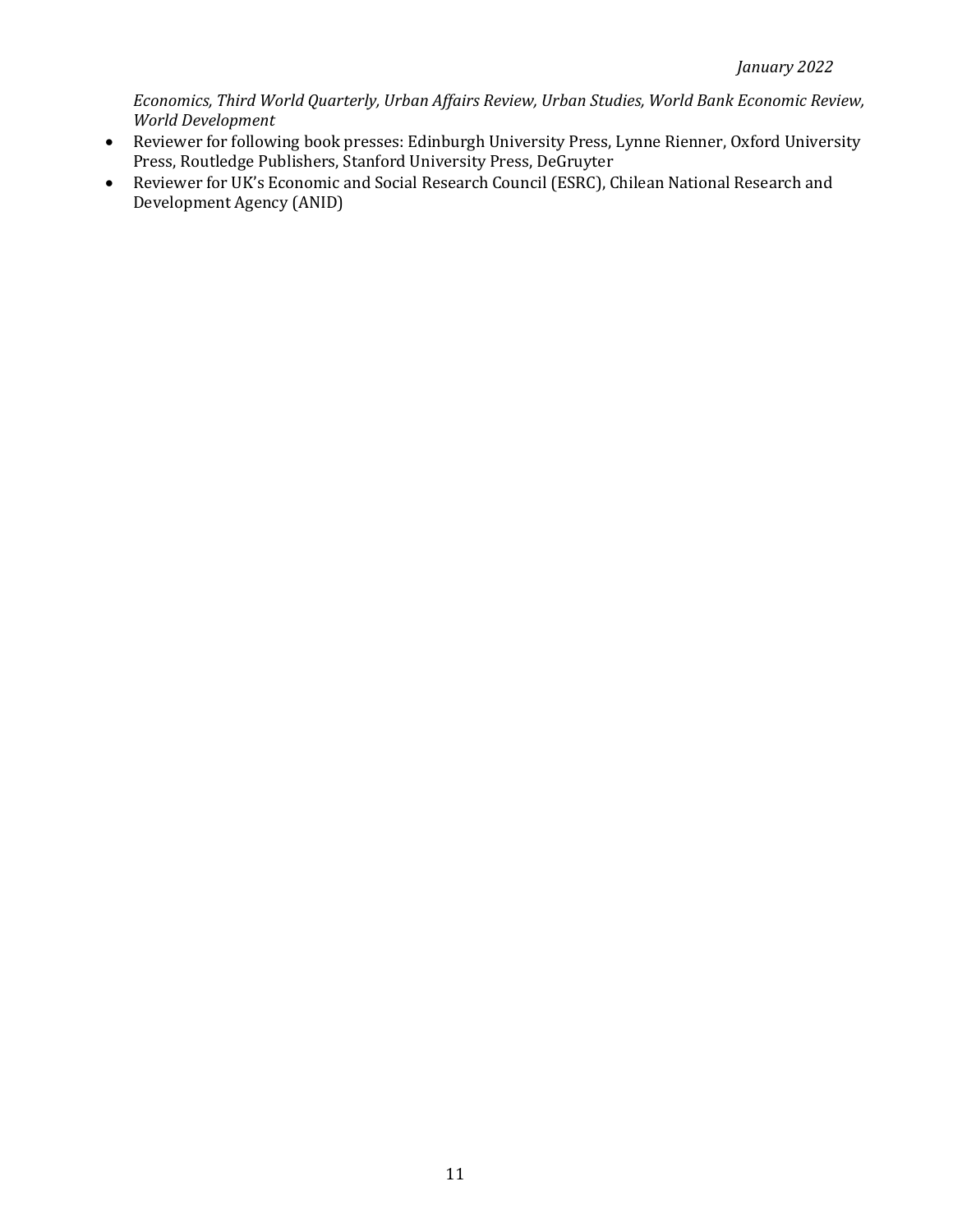*Economics, Third World Quarterly, Urban Affairs Review, Urban Studies, World Bank Economic Review, World Development*

- Reviewer for following book presses: Edinburgh University Press, Lynne Rienner, Oxford University Press, Routledge Publishers, Stanford University Press, DeGruyter
- Reviewer for UK's Economic and Social Research Council (ESRC), Chilean National Research and Development Agency (ANID)